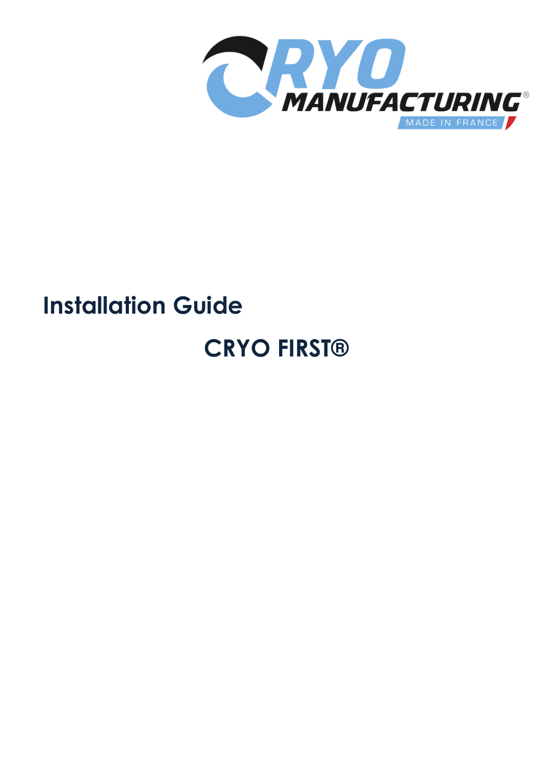# Installation Guide

## CRYO FIRST®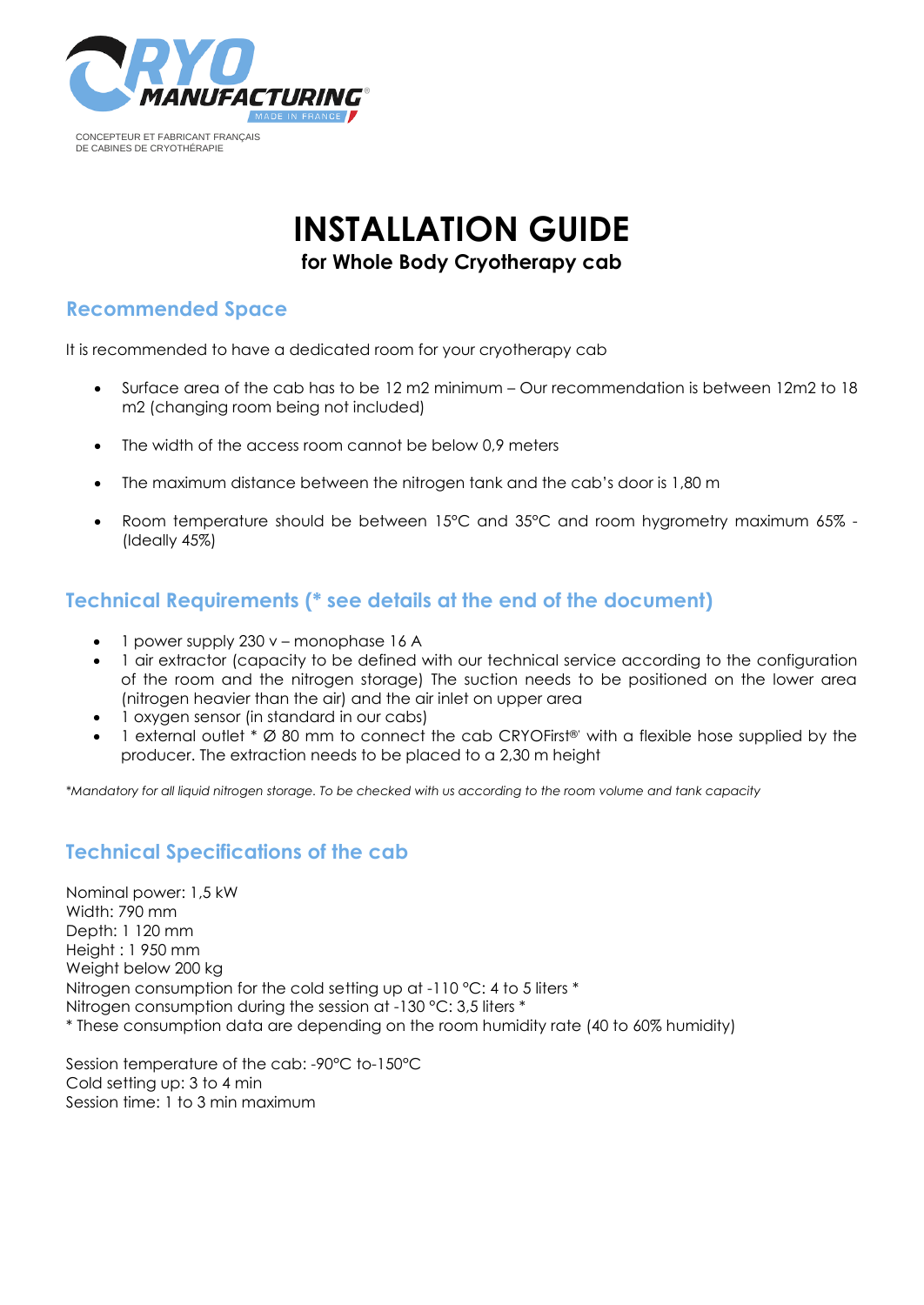CONCEPTEUR ET FABRICANT FRANÇAIS
DE CABINES DE CRYOTHÉRAPIE

# INSTALLATION GUIDE

### for Whole Body Cryotherapy cab

## Recommended Space

It is recommended to have a dedicated room for your cryotherapy cab

- Surface area of the cab has to be 12 m2 minimum – Our recommendation is between 12m2 to 18 m2 (changing room being not included)
- The width of the access room cannot be below 0,9 meters
- The maximum distance between the nitrogen tank and the cab's door is 1,80 m
- Room temperature should be between 15°C and 35°C and room hygrometry maximum 65% - (Ideally 45%)

## Technical Requirements (* see details at the end of the document)

- 1 power supply 230 v – monophase 16 A
- 1 air extractor (capacity to be defined with our technical service according to the configuration of the room and the nitrogen storage) The suction needs to be positioned on the lower area (nitrogen heavier than the air) and the air inlet on upper area
- 1 oxygen sensor (in standard in our cabs)
- 1 external outlet * Ø 80 mm to connect the cab CRYOFirst®' with a flexible hose supplied by the producer. The extraction needs to be placed to a 2,30 m height

*\*Mandatory for all liquid nitrogen storage. To be checked with us according to the room volume and tank capacity*

## Technical Specifications of the cab

Nominal power: 1,5 kW
Width: 790 mm
Depth: 1 120 mm
Height : 1 950 mm
Weight below 200 kg
Nitrogen consumption for the cold setting up at -110 °C: 4 to 5 liters *
Nitrogen consumption during the session at -130 °C: 3,5 liters *
* These consumption data are depending on the room humidity rate (40 to 60% humidity)

Session temperature of the cab: -90°C to-150°C
Cold setting up: 3 to 4 min
Session time: 1 to 3 min maximum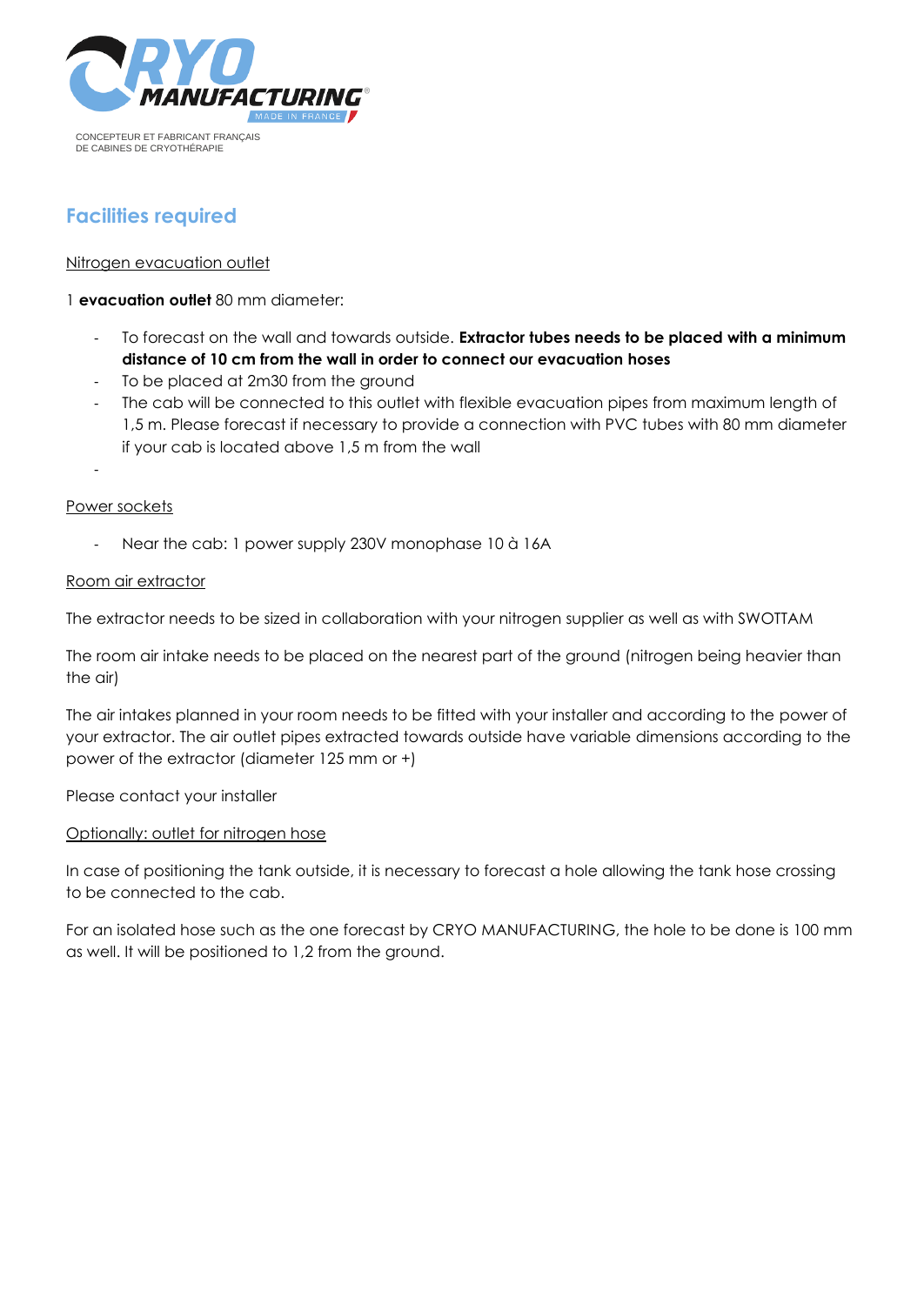CONCEPTEUR ET FABRICANT FRANÇAIS
DE CABINES DE CRYOTHÉRAPIE

## Facilities required

Nitrogen evacuation outlet

1 **evacuation outlet** 80 mm diameter:

- To forecast on the wall and towards outside. **Extractor tubes needs to be placed with a minimum distance of 10 cm from the wall in order to connect our evacuation hoses**
- To be placed at 2m30 from the ground
- The cab will be connected to this outlet with flexible evacuation pipes from maximum length of 1,5 m. Please forecast if necessary to provide a connection with PVC tubes with 80 mm diameter if your cab is located above 1,5 m from the wall
-

Power sockets

- Near the cab: 1 power supply 230V monophase 10 à 16A

Room air extractor

The extractor needs to be sized in collaboration with your nitrogen supplier as well as with SWOTTAM

The room air intake needs to be placed on the nearest part of the ground (nitrogen being heavier than the air)

The air intakes planned in your room needs to be fitted with your installer and according to the power of your extractor. The air outlet pipes extracted towards outside have variable dimensions according to the power of the extractor (diameter 125 mm or +)

Please contact your installer

Optionally: outlet for nitrogen hose

In case of positioning the tank outside, it is necessary to forecast a hole allowing the tank hose crossing to be connected to the cab.

For an isolated hose such as the one forecast by CRYO MANUFACTURING, the hole to be done is 100 mm as well. It will be positioned to 1,2 from the ground.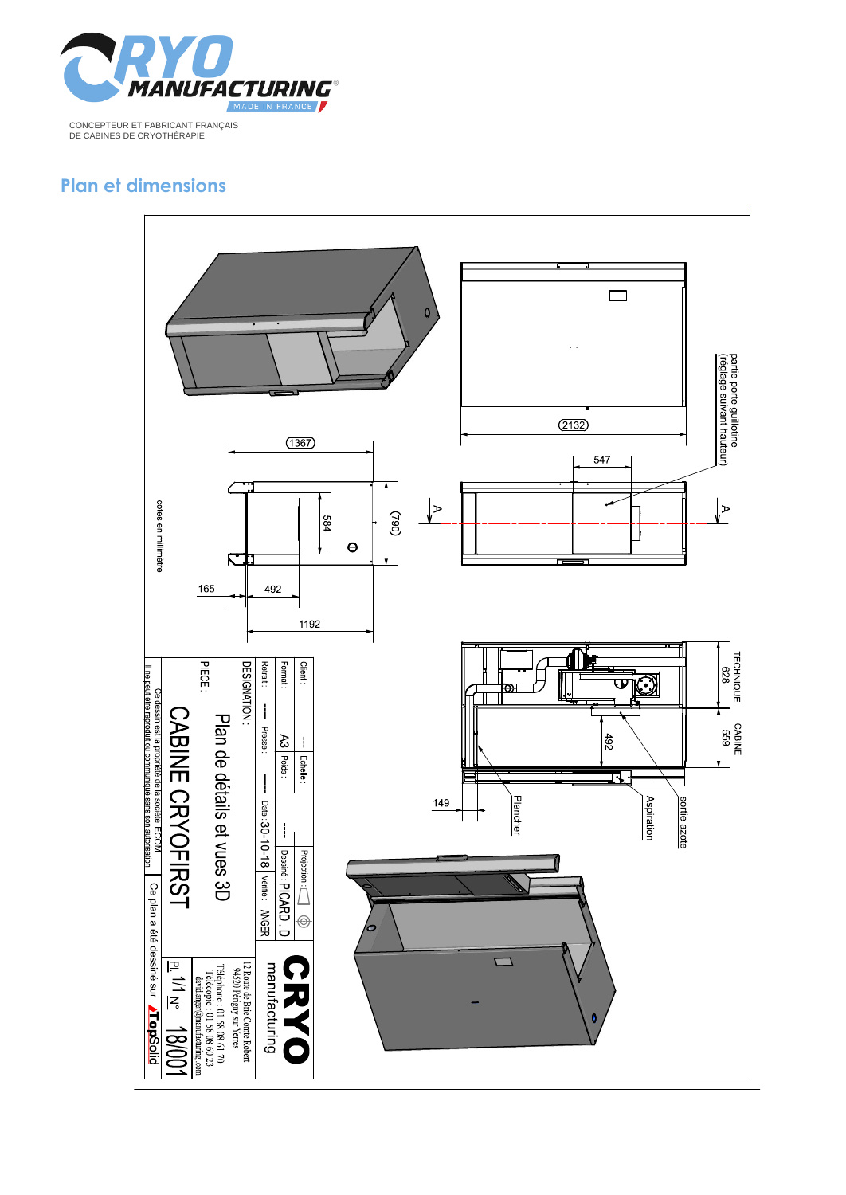CONCEPTEUR ET FABRICANT FRANÇAIS
DE CABINES DE CRYOTHÉRAPIE

## Plan et dimensions

2132

547

partie porte guillotine
(réglage suivant hauteur)

A

A

1367

584

790

cotes en millimètre

165

492

1192

TECHNIQUE
628

CABINE
559

492

149

Plancher

Aspiration

sortie azote

Client : ---

Echelle : ---

Projection :

Format : A3

Poids : ---

Dessiné : PICARD . D

Retrait : ----

Presse : ------

Date : 30-10-18

Vérifié : ANGER

DESIGNATION :

Plan de détails et vues 3D

PIECE :

CABINE CRYOFIRST

CRYO manufacturing

12 Route de Brie Comte Robert
94520 Périgny sur Yerres
Téléphone : 01 58 08 61 70
Télécopie : 01 58 08 60 23
david.anger@manufacturing.com

PL 1/1

N° 18/001

Ce dessin est la propriété de la société ECOM
Il ne peut être reproduit ou communiqué sans son autorisation

Ce plan a été dessiné sur TopSolid